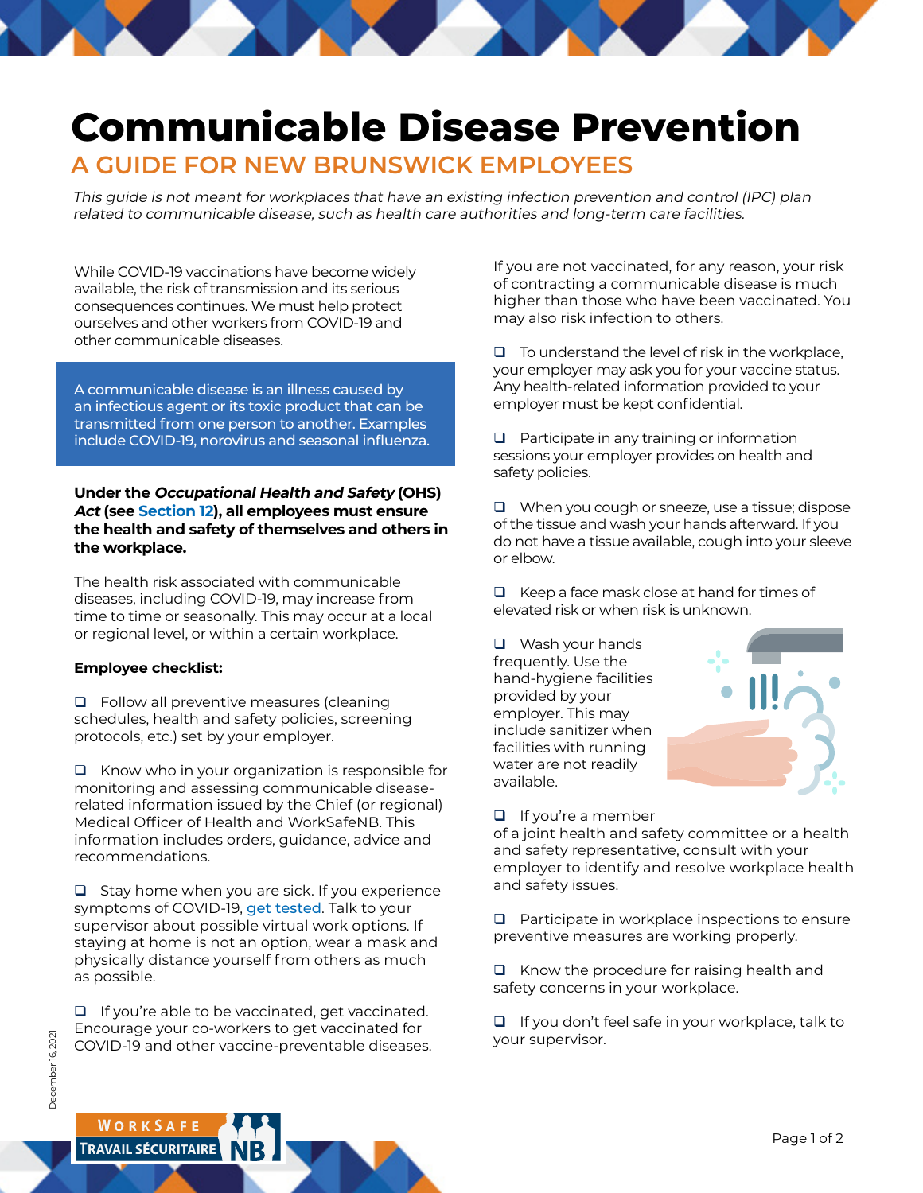# Communicable Disease Prevention

## A GUIDE FOR NEW BRUNSWICK EMPLOYEES

*This guide is not meant for workplaces that have an existing infection prevention and control (IPC) plan related to communicable disease, such as health care authorities and long-term care facilities.*

While COVID-19 vaccinations have become widely available, the risk of transmission and its serious consequences continues. We must help protect ourselves and other workers from COVID-19 and other communicable diseases.

A communicable disease is an illness caused by an infectious agent or its toxic product that can be transmitted from one person to another. Examples include COVID-19, norovirus and seasonal influenza.

**Under the *Occupational Health and Safety* (OHS) *Act* (see Section 12), all employees must ensure the health and safety of themselves and others in the workplace.**

The health risk associated with communicable diseases, including COVID-19, may increase from time to time or seasonally. This may occur at a local or regional level, or within a certain workplace.

**Employee checklist:**

- ❑ Follow all preventive measures (cleaning schedules, health and safety policies, screening protocols, etc.) set by your employer.
- ❑ Know who in your organization is responsible for monitoring and assessing communicable disease-related information issued by the Chief (or regional) Medical Officer of Health and WorkSafeNB. This information includes orders, guidance, advice and recommendations.
- ❑ Stay home when you are sick. If you experience symptoms of COVID-19, get tested. Talk to your supervisor about possible virtual work options. If staying at home is not an option, wear a mask and physically distance yourself from others as much as possible.
- ❑ If you're able to be vaccinated, get vaccinated. Encourage your co-workers to get vaccinated for COVID-19 and other vaccine-preventable diseases.

If you are not vaccinated, for any reason, your risk of contracting a communicable disease is much higher than those who have been vaccinated. You may also risk infection to others.

- ❑ To understand the level of risk in the workplace, your employer may ask you for your vaccine status. Any health-related information provided to your employer must be kept confidential.
- ❑ Participate in any training or information sessions your employer provides on health and safety policies.
- ❑ When you cough or sneeze, use a tissue; dispose of the tissue and wash your hands afterward. If you do not have a tissue available, cough into your sleeve or elbow.
- ❑ Keep a face mask close at hand for times of elevated risk or when risk is unknown.
- ❑ Wash your hands frequently. Use the hand-hygiene facilities provided by your employer. This may include sanitizer when facilities with running water are not readily available.
- ❑ If you're a member of a joint health and safety committee or a health and safety representative, consult with your employer to identify and resolve workplace health and safety issues.
- ❑ Participate in workplace inspections to ensure preventive measures are working properly.
- ❑ Know the procedure for raising health and safety concerns in your workplace.
- ❑ If you don't feel safe in your workplace, talk to your supervisor.

December 16, 2021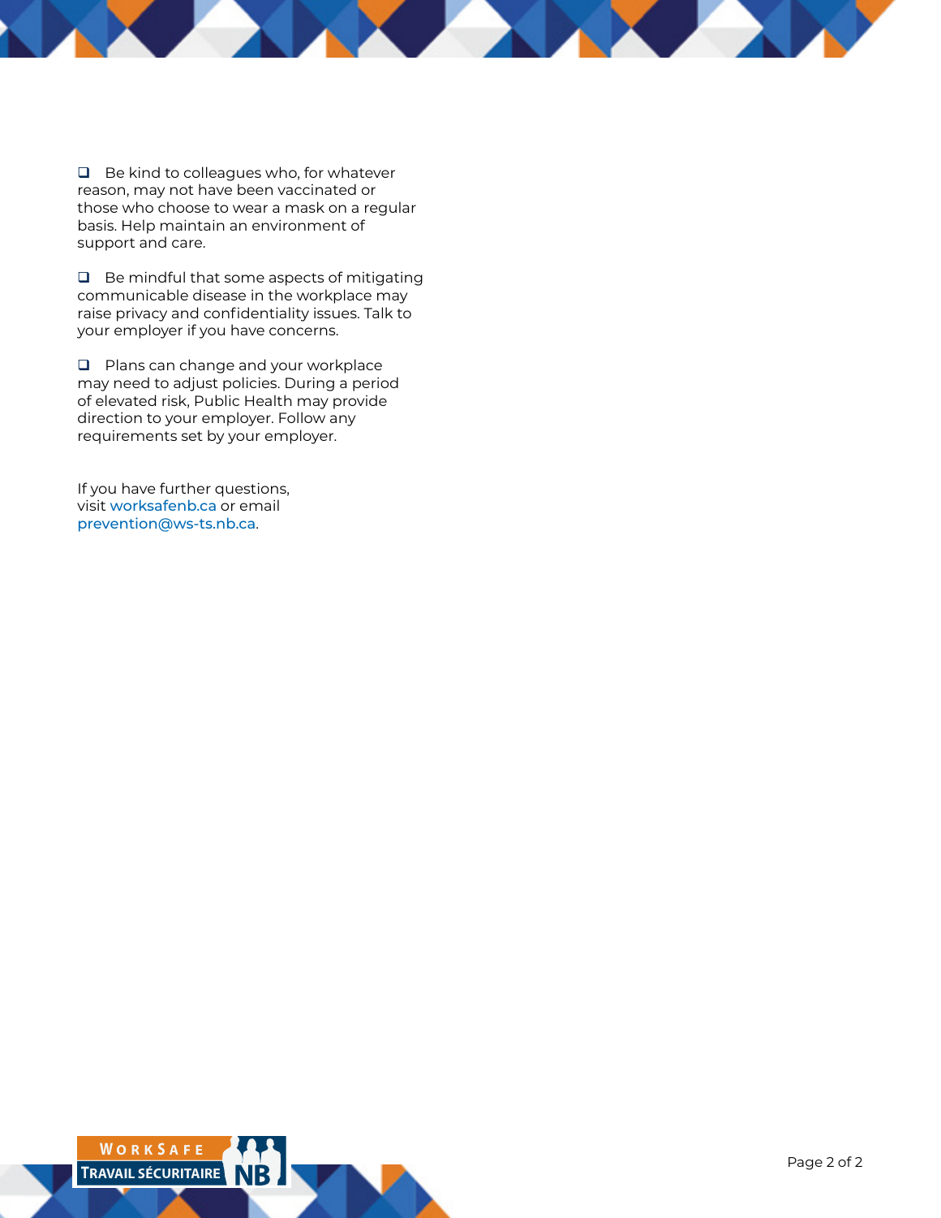- [ ] Be kind to colleagues who, for whatever reason, may not have been vaccinated or those who choose to wear a mask on a regular basis. Help maintain an environment of support and care.

- [ ] Be mindful that some aspects of mitigating communicable disease in the workplace may raise privacy and confidentiality issues. Talk to your employer if you have concerns.

- [ ] Plans can change and your workplace may need to adjust policies. During a period of elevated risk, Public Health may provide direction to your employer. Follow any requirements set by your employer.

If you have further questions, visit worksafenb.ca or email prevention@ws-ts.nb.ca.